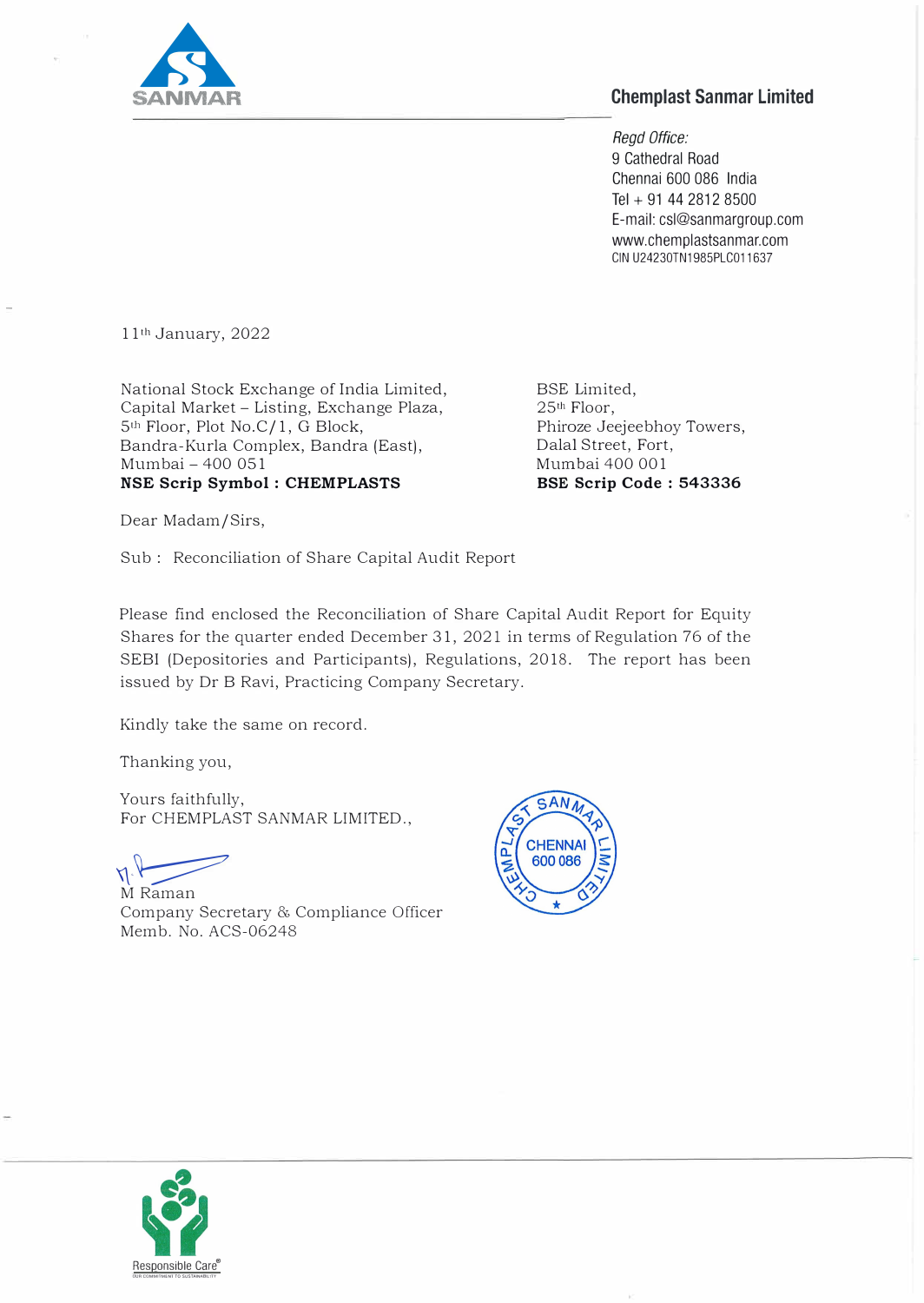SANMAR

**Chemplast Sanmar Limited**

*Regd Office:*
9 Cathedral Road
Chennai 600 086 India
Tel + 91 44 2812 8500
E-mail: csl@sanmargroup.com
www.chemplastsanmar.com
CIN U24230TN1985PLC011637

11th January, 2022

National Stock Exchange of India Limited,
Capital Market – Listing, Exchange Plaza,
5th Floor, Plot No.C/1, G Block,
Bandra-Kurla Complex, Bandra (East),
Mumbai – 400 051
**NSE Scrip Symbol : CHEMPLASTS**

BSE Limited,
25th Floor,
Phiroze Jeejeebhoy Towers,
Dalal Street, Fort,
Mumbai 400 001
**BSE Scrip Code : 543336**

Dear Madam/Sirs,

Sub : Reconciliation of Share Capital Audit Report

Please find enclosed the Reconciliation of Share Capital Audit Report for Equity Shares for the quarter ended December 31, 2021 in terms of Regulation 76 of the SEBI (Depositories and Participants), Regulations, 2018. The report has been issued by Dr B Ravi, Practicing Company Secretary.

Kindly take the same on record.

Thanking you,

Yours faithfully,
For CHEMPLAST SANMAR LIMITED.,

M Raman
Company Secretary & Compliance Officer
Memb. No. ACS-06248

CHEMPLAST SANMAR LIMITED CHENNAI 600 086

Responsible Care®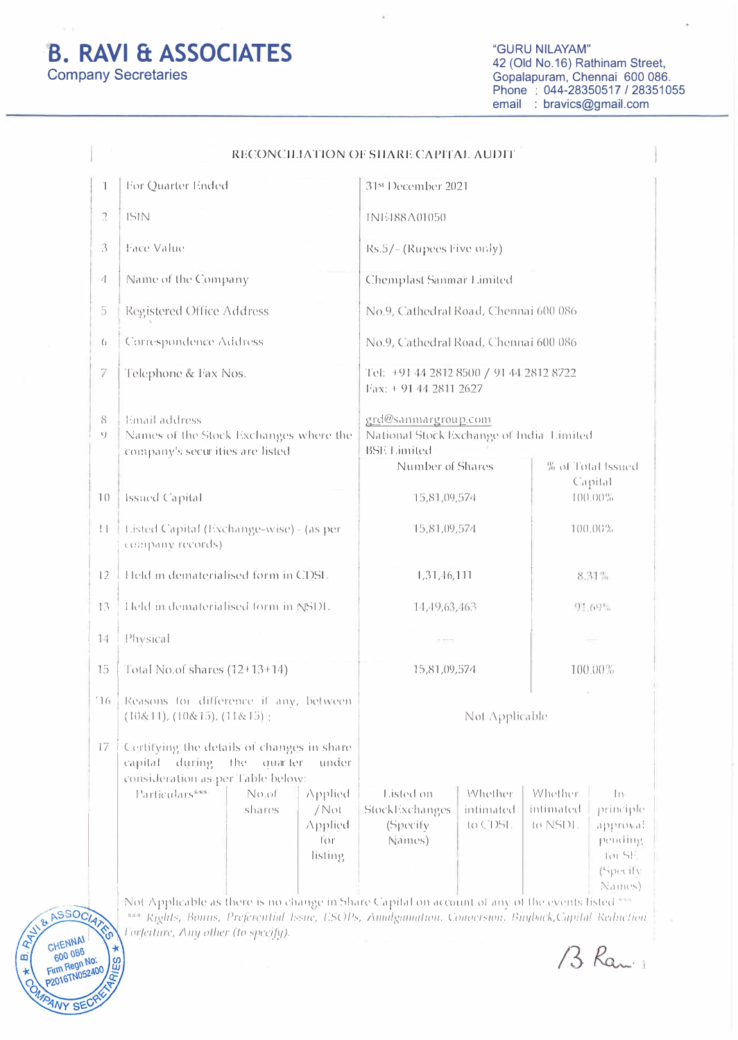**B. RAVI & ASSOCIATES**
Company Secretaries

"GURU NILAYAM"
42 (Old No.16) Rathinam Street,
Gopalapuram, Chennai 600 086.
Phone : 044-28350517 / 28351055
email : bravics@gmail.com

## RECONCILIATION OF SHARE CAPITAL AUDIT

| | | | |
|---|---|---|---|
| 1 | For Quarter Ended | 31st December 2021 | |
| 2 | ISIN | INE488A01050 | |
| 3 | Face Value | Rs.5/- (Rupees Five only) | |
| 4 | Name of the Company | Chemplast Sanmar Limited | |
| 5 | Registered Office Address | No.9, Cathedral Road, Chennai 600 086 | |
| 6 | Correspondence Address | No.9, Cathedral Road, Chennai 600 086 | |
| 7 | Telephone & Fax Nos. | Tel: +91 44 2812 8500 / 91 44 2812 8722<br>Fax: + 91 44 2811 2627 | |
| 8 | Email address | grd@sanmargroup.com | |
| 9 | Names of the Stock Exchanges where the company's securities are listed | National Stock Exchange of India Limited<br>BSE Limited | |
| | | Number of Shares | % of Total Issued Capital |
| 10 | Issued Capital | 15,81,09,574 | 100.00% |
| 11 | Listed Capital (Exchange-wise) - (as per company records) | 15,81,09,574 | 100.00% |
| 12 | Held in dematerialised form in CDSL | 1,31,46,111 | 8.31% |
| 13 | Held in dematerialised form in NSDL | 14,49,63,463 | 91.69% |
| 14 | Physical | ---- | ---- |
| 15 | Total No.of shares (12+13+14) | 15,81,09,574 | 100.00% |
| 16 | Reasons for difference if any, between (10&11), (10&15), (11&15) : | Not Applicable | |

17 Certifying the details of changes in share capital during the quarter under consideration as per Table below:

| Particulars*** | No.of shares | Applied / Not Applied for listing | Listed on Stock Exchanges (Specify Names) | Whether intimated to CDSL | Whether intimated to NSDL | In-principle approval pending for SE (Specify Names) |
|---|---|---|---|---|---|---|

Not Applicable as there is no change in Share Capital on account of any of the events listed ***

*\*\*\* Rights, Bonus, Preferential Issue, ESOPs, Amalgamation, Conversion, Buyback, Capital Reduction Forfeiture, Any other (to specify).*

B. RAVI & ASSOCIATES CHENNAI 600 086 Firm Regn No: P2016TN052400 COMPANY SECRETARIES

B Ravi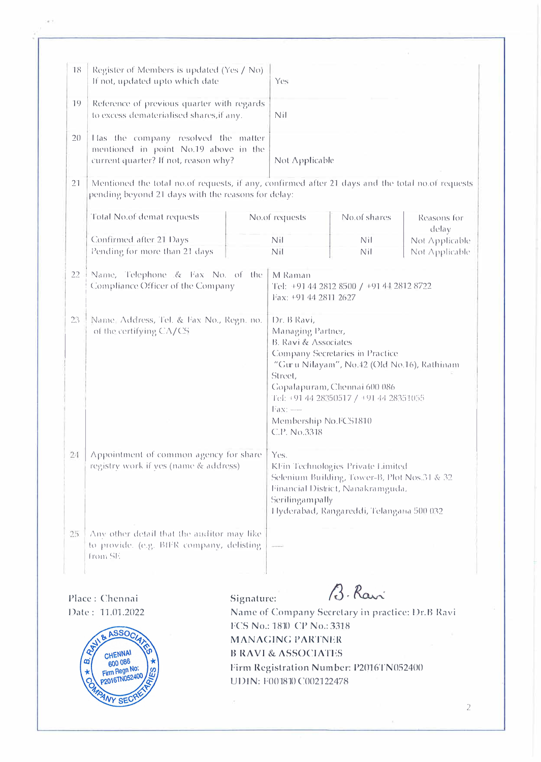| | | |
|---|---|---|
| 18 | Register of Members is updated (Yes / No) If not, updated upto which date | Yes |
| 19 | Reference of previous quarter with regards to excess dematerialised shares,if any. | Nil |
| 20 | Has the company resolved the matter mentioned in point No.19 above in the current quarter? If not, reason why? | Not Applicable |

21 Mentioned the total no.of requests, if any, confirmed after 21 days and the total no.of requests pending beyond 21 days with the reasons for delay:

| Total No.of demat requests | No.of requests | No.of shares | Reasons for delay |
|---|---|---|---|
| Confirmed after 21 Days | Nil | Nil | Not Applicable |
| Pending for more than 21 days | Nil | Nil | Not Applicable |

| | | |
|---|---|---|
| 22 | Name, Telephone & Fax No. of the Compliance Officer of the Company | M Raman<br>Tel: +91 44 2812 8500 / +91 44 2812 8722<br>Fax: +91 44 2811 2627 |
| 23 | Name, Address, Tel. & Fax No., Regn. no. of the certifying CA/CS | Dr. B Ravi,<br>Managing Partner,<br>B. Ravi & Associates<br>Company Secretaries in Practice<br>"Guru Nilayam", No.42 (Old No.16), Rathinam Street,<br>Gopalapuram, Chennai 600 086<br>Tel: +91 44 28350517 / +91 44 28351055<br>Fax: ----<br>Membership No.FCS1810<br>C.P. No.3318 |
| 24 | Appointment of common agency for share registry work if yes (name & address) | Yes.<br>KFin Technologies Private Limited<br>Selenium Building, Tower-B, Plot Nos.31 & 32<br>Financial District, Nanakramguda,<br>Serilingampally<br>Hyderabad, Rangareddi, Telangana 500 032 |
| 25 | Any other detail that the auditor may like to provide. (e.g. BIFR company, delisting from SE | --- |

Place : Chennai
Date : 11.01.2022

Signature: B. Ravi

Name of Company Secretary in practice: Dr.B Ravi
FCS No.: 1810 CP No.: 3318
MANAGING PARTNER
B RAVI & ASSOCIATES
Firm Registration Number: P2016TN052400
UDIN: F001810C002122478

B. RAVI & ASSOCIATES CHENNAI 600 086 Firm Regn No: P2016TN052400 COMPANY SECRETARIES